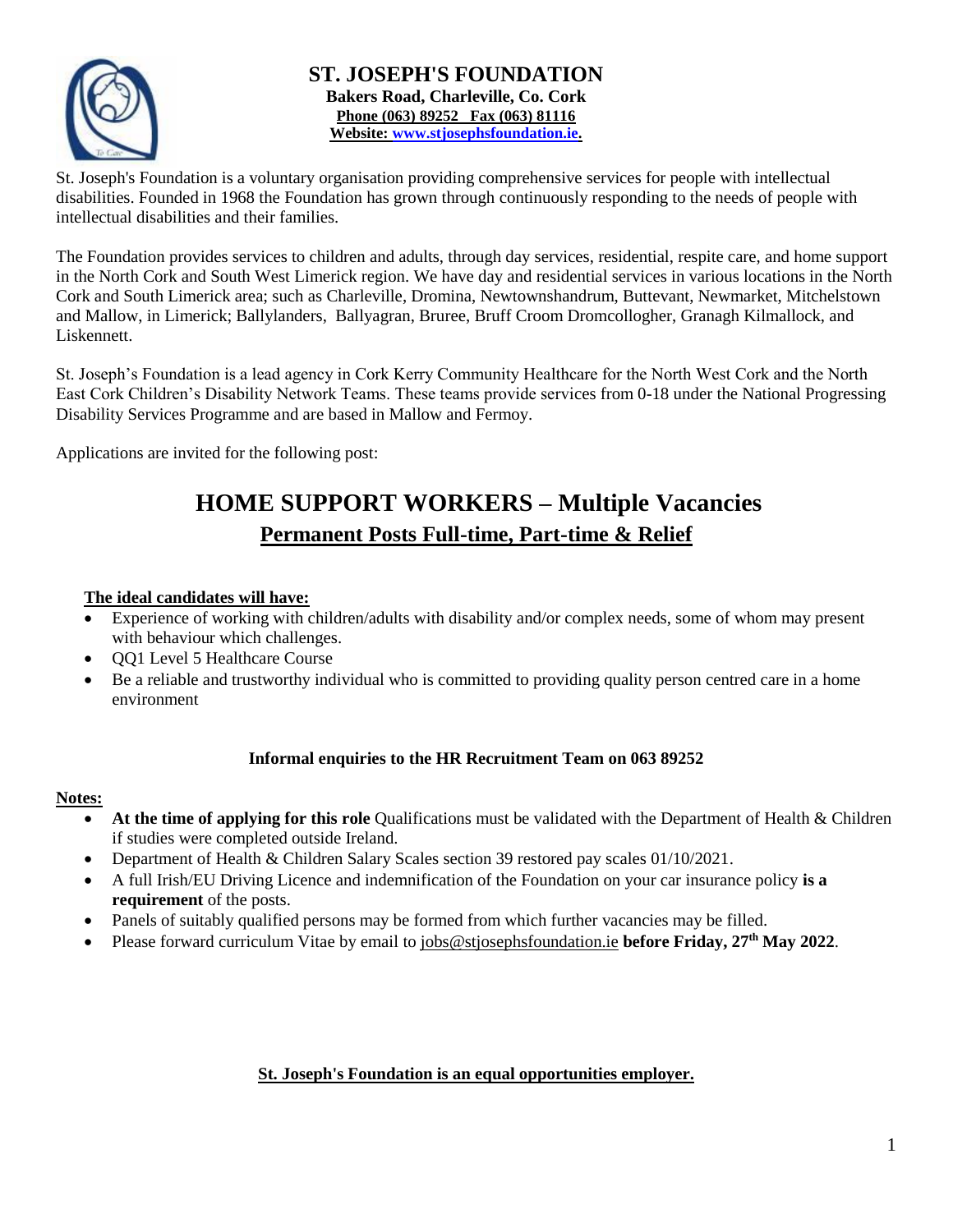# ST. JOSEPH'S FOUNDATION

**Bakers Road, Charleville, Co. Cork**
**Phone (063) 89252 Fax (063) 81116**
**Website: www.stjosephsfoundation.ie.**

St. Joseph's Foundation is a voluntary organisation providing comprehensive services for people with intellectual disabilities. Founded in 1968 the Foundation has grown through continuously responding to the needs of people with intellectual disabilities and their families.

The Foundation provides services to children and adults, through day services, residential, respite care, and home support in the North Cork and South West Limerick region. We have day and residential services in various locations in the North Cork and South Limerick area; such as Charleville, Dromina, Newtownshandrum, Buttevant, Newmarket, Mitchelstown and Mallow, in Limerick; Ballylanders, Ballyagran, Bruree, Bruff Croom Dromcollogher, Granagh Kilmallock, and Liskennett.

St. Joseph's Foundation is a lead agency in Cork Kerry Community Healthcare for the North West Cork and the North East Cork Children's Disability Network Teams. These teams provide services from 0-18 under the National Progressing Disability Services Programme and are based in Mallow and Fermoy.

Applications are invited for the following post:

## HOME SUPPORT WORKERS – Multiple Vacancies

### Permanent Posts Full-time, Part-time & Relief

**The ideal candidates will have:**

- Experience of working with children/adults with disability and/or complex needs, some of whom may present with behaviour which challenges.
- QQ1 Level 5 Healthcare Course
- Be a reliable and trustworthy individual who is committed to providing quality person centred care in a home environment

**Informal enquiries to the HR Recruitment Team on 063 89252**

**Notes:**

- **At the time of applying for this role** Qualifications must be validated with the Department of Health & Children if studies were completed outside Ireland.
- Department of Health & Children Salary Scales section 39 restored pay scales 01/10/2021.
- A full Irish/EU Driving Licence and indemnification of the Foundation on your car insurance policy **is a requirement** of the posts.
- Panels of suitably qualified persons may be formed from which further vacancies may be filled.
- Please forward curriculum Vitae by email to jobs@stjosephsfoundation.ie **before Friday, 27th May 2022**.

**St. Joseph's Foundation is an equal opportunities employer.**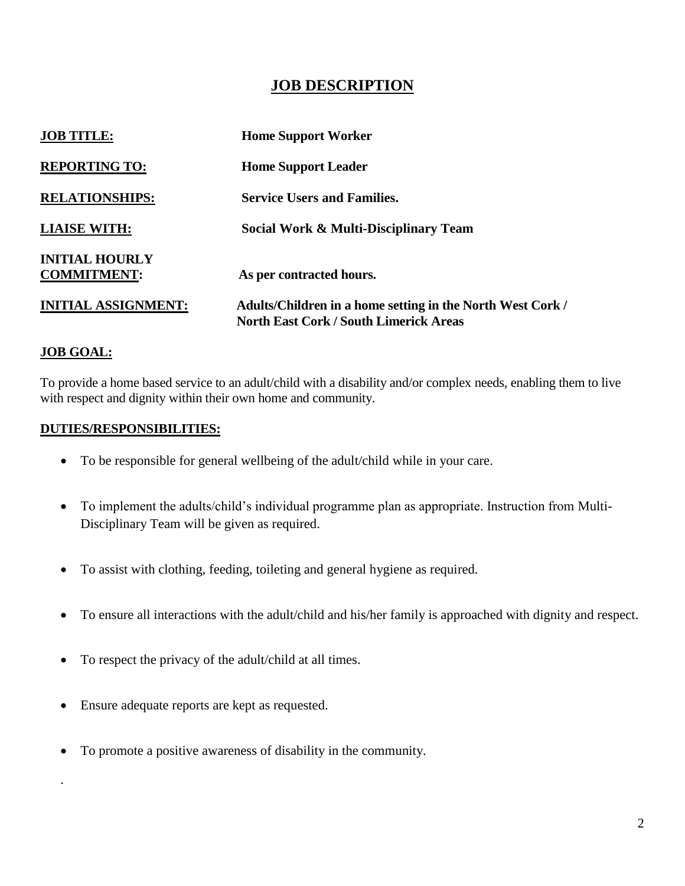# JOB DESCRIPTION

**JOB TITLE:** **Home Support Worker**

**REPORTING TO:** **Home Support Leader**

**RELATIONSHIPS:** **Service Users and Families.**

**LIAISE WITH:** **Social Work & Multi-Disciplinary Team**

**INITIAL HOURLY COMMITMENT:** **As per contracted hours.**

**INITIAL ASSIGNMENT:** **Adults/Children in a home setting in the North West Cork / North East Cork / South Limerick Areas**

## JOB GOAL:

To provide a home based service to an adult/child with a disability and/or complex needs, enabling them to live with respect and dignity within their own home and community.

## DUTIES/RESPONSIBILITIES:

- To be responsible for general wellbeing of the adult/child while in your care.
- To implement the adults/child's individual programme plan as appropriate. Instruction from Multi-Disciplinary Team will be given as required.
- To assist with clothing, feeding, toileting and general hygiene as required.
- To ensure all interactions with the adult/child and his/her family is approached with dignity and respect.
- To respect the privacy of the adult/child at all times.
- Ensure adequate reports are kept as requested.
- To promote a positive awareness of disability in the community.

.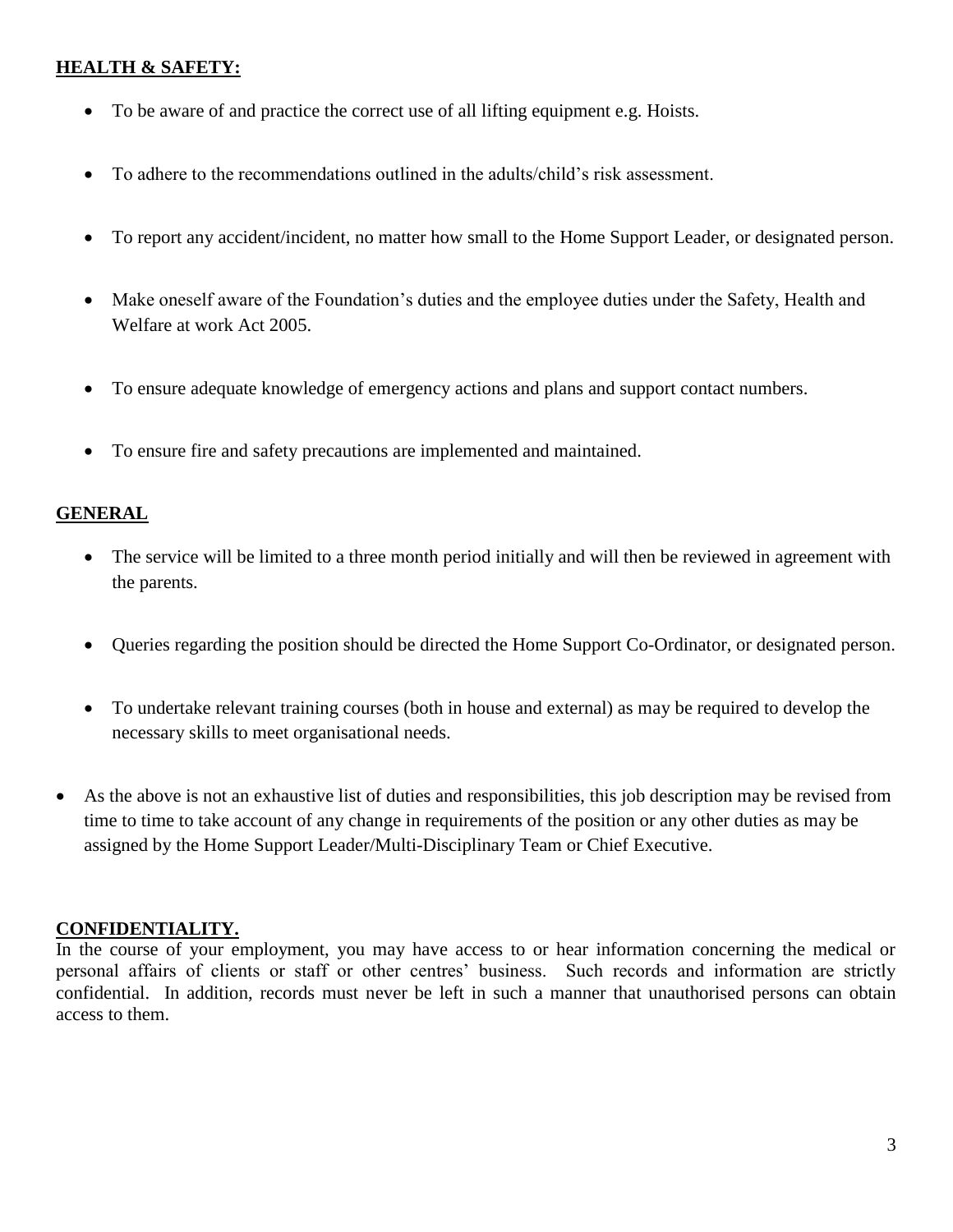**HEALTH & SAFETY:**

- To be aware of and practice the correct use of all lifting equipment e.g. Hoists.
- To adhere to the recommendations outlined in the adults/child's risk assessment.
- To report any accident/incident, no matter how small to the Home Support Leader, or designated person.
- Make oneself aware of the Foundation's duties and the employee duties under the Safety, Health and Welfare at work Act 2005.
- To ensure adequate knowledge of emergency actions and plans and support contact numbers.
- To ensure fire and safety precautions are implemented and maintained.

**GENERAL**

- The service will be limited to a three month period initially and will then be reviewed in agreement with the parents.
- Queries regarding the position should be directed the Home Support Co-Ordinator, or designated person.
- To undertake relevant training courses (both in house and external) as may be required to develop the necessary skills to meet organisational needs.

- As the above is not an exhaustive list of duties and responsibilities, this job description may be revised from time to time to take account of any change in requirements of the position or any other duties as may be assigned by the Home Support Leader/Multi-Disciplinary Team or Chief Executive.

**CONFIDENTIALITY.**

In the course of your employment, you may have access to or hear information concerning the medical or personal affairs of clients or staff or other centres' business. Such records and information are strictly confidential. In addition, records must never be left in such a manner that unauthorised persons can obtain access to them.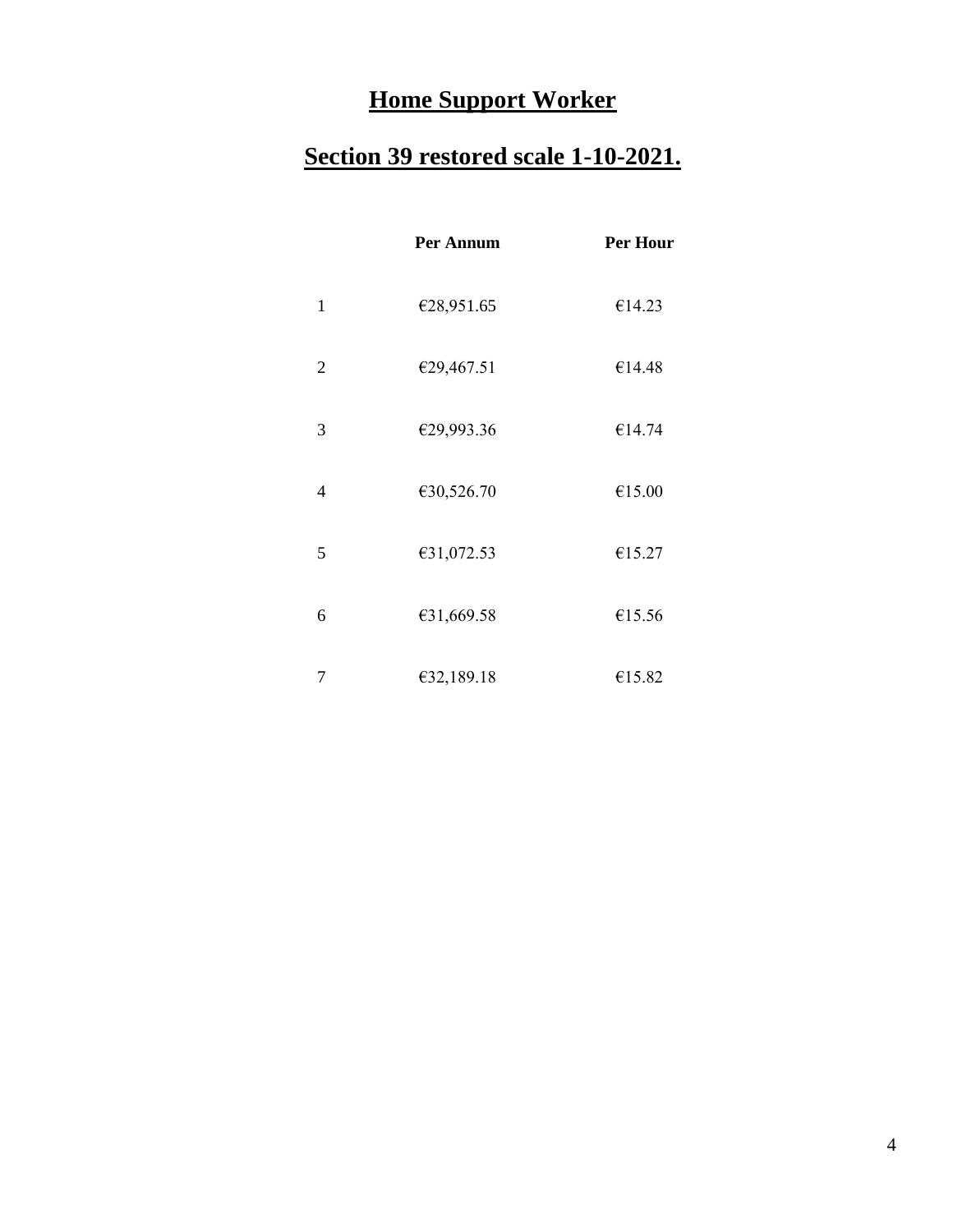# Home Support Worker

## Section 39 restored scale 1-10-2021.

| | Per Annum | Per Hour |
|---|---|---|
| 1 | €28,951.65 | €14.23 |
| 2 | €29,467.51 | €14.48 |
| 3 | €29,993.36 | €14.74 |
| 4 | €30,526.70 | €15.00 |
| 5 | €31,072.53 | €15.27 |
| 6 | €31,669.58 | €15.56 |
| 7 | €32,189.18 | €15.82 |